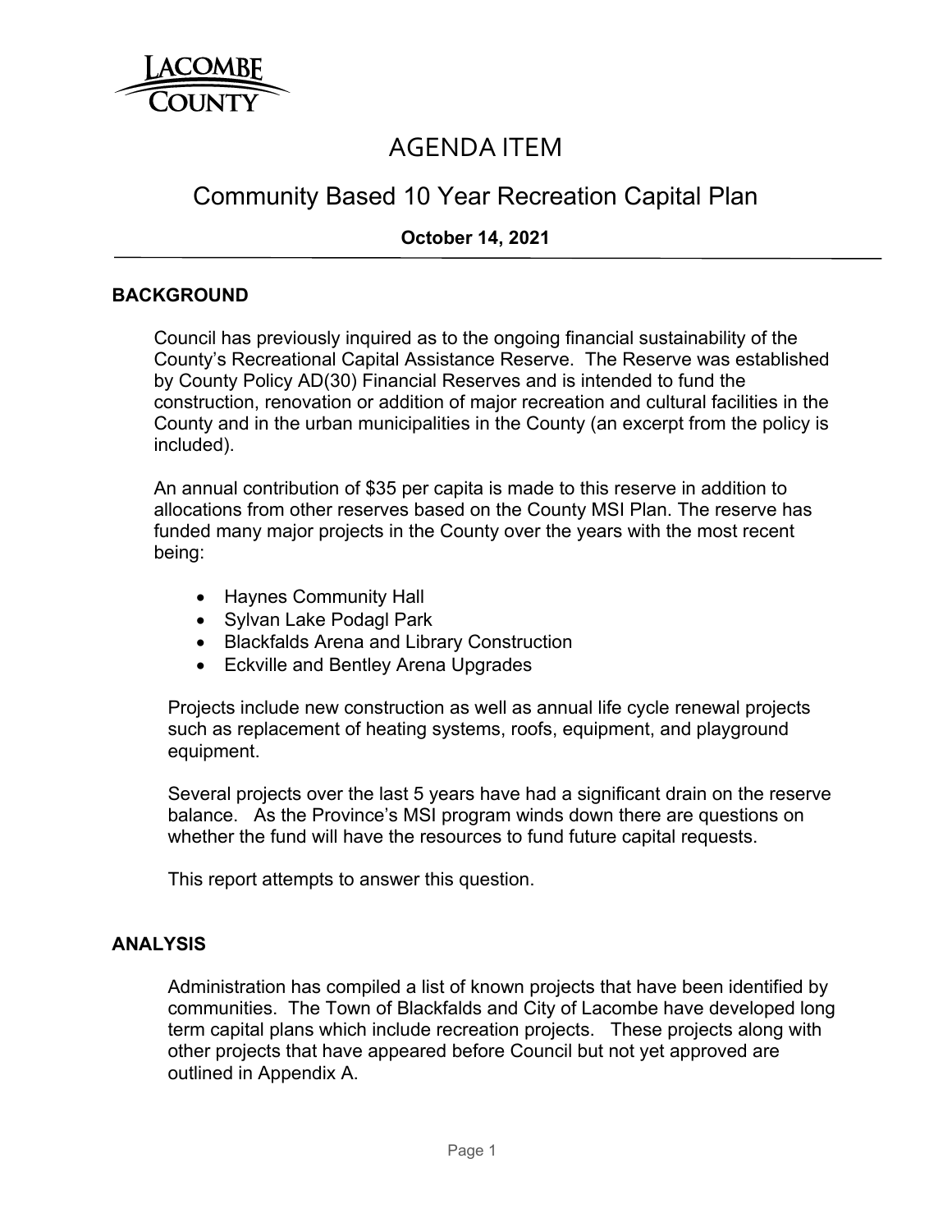LACOMBE COUNTY

# AGENDA ITEM

## Community Based 10 Year Recreation Capital Plan

**October 14, 2021**

### BACKGROUND

Council has previously inquired as to the ongoing financial sustainability of the County's Recreational Capital Assistance Reserve. The Reserve was established by County Policy AD(30) Financial Reserves and is intended to fund the construction, renovation or addition of major recreation and cultural facilities in the County and in the urban municipalities in the County (an excerpt from the policy is included).

An annual contribution of $35 per capita is made to this reserve in addition to allocations from other reserves based on the County MSI Plan. The reserve has funded many major projects in the County over the years with the most recent being:

- Haynes Community Hall
- Sylvan Lake Podagl Park
- Blackfalds Arena and Library Construction
- Eckville and Bentley Arena Upgrades

Projects include new construction as well as annual life cycle renewal projects such as replacement of heating systems, roofs, equipment, and playground equipment.

Several projects over the last 5 years have had a significant drain on the reserve balance. As the Province's MSI program winds down there are questions on whether the fund will have the resources to fund future capital requests.

This report attempts to answer this question.

### ANALYSIS

Administration has compiled a list of known projects that have been identified by communities. The Town of Blackfalds and City of Lacombe have developed long term capital plans which include recreation projects. These projects along with other projects that have appeared before Council but not yet approved are outlined in Appendix A.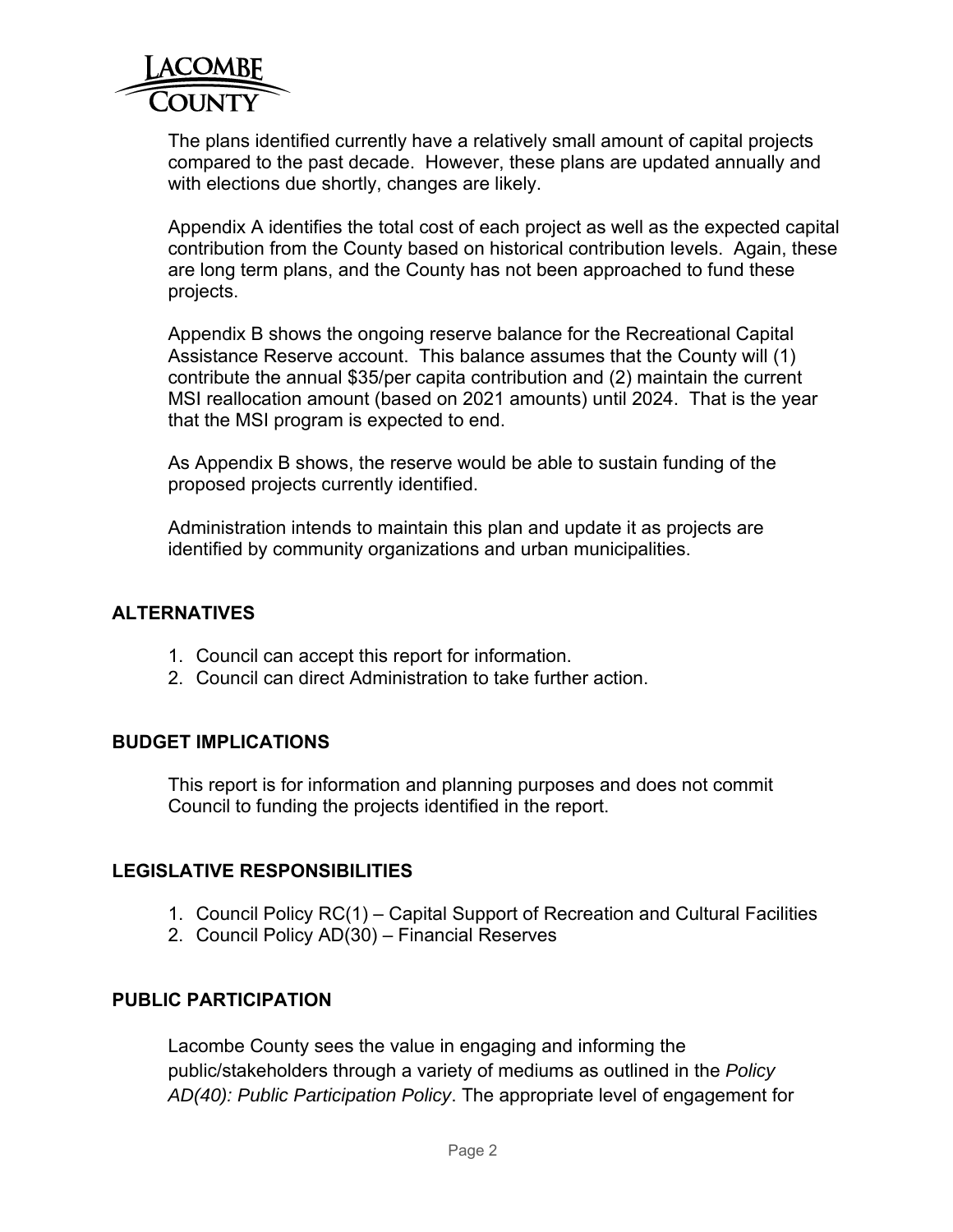The plans identified currently have a relatively small amount of capital projects compared to the past decade. However, these plans are updated annually and with elections due shortly, changes are likely.

Appendix A identifies the total cost of each project as well as the expected capital contribution from the County based on historical contribution levels. Again, these are long term plans, and the County has not been approached to fund these projects.

Appendix B shows the ongoing reserve balance for the Recreational Capital Assistance Reserve account. This balance assumes that the County will (1) contribute the annual $35/per capita contribution and (2) maintain the current MSI reallocation amount (based on 2021 amounts) until 2024. That is the year that the MSI program is expected to end.

As Appendix B shows, the reserve would be able to sustain funding of the proposed projects currently identified.

Administration intends to maintain this plan and update it as projects are identified by community organizations and urban municipalities.

## ALTERNATIVES

1. Council can accept this report for information.
2. Council can direct Administration to take further action.

## BUDGET IMPLICATIONS

This report is for information and planning purposes and does not commit Council to funding the projects identified in the report.

## LEGISLATIVE RESPONSIBILITIES

1. Council Policy RC(1) – Capital Support of Recreation and Cultural Facilities
2. Council Policy AD(30) – Financial Reserves

## PUBLIC PARTICIPATION

Lacombe County sees the value in engaging and informing the public/stakeholders through a variety of mediums as outlined in the *Policy AD(40): Public Participation Policy*. The appropriate level of engagement for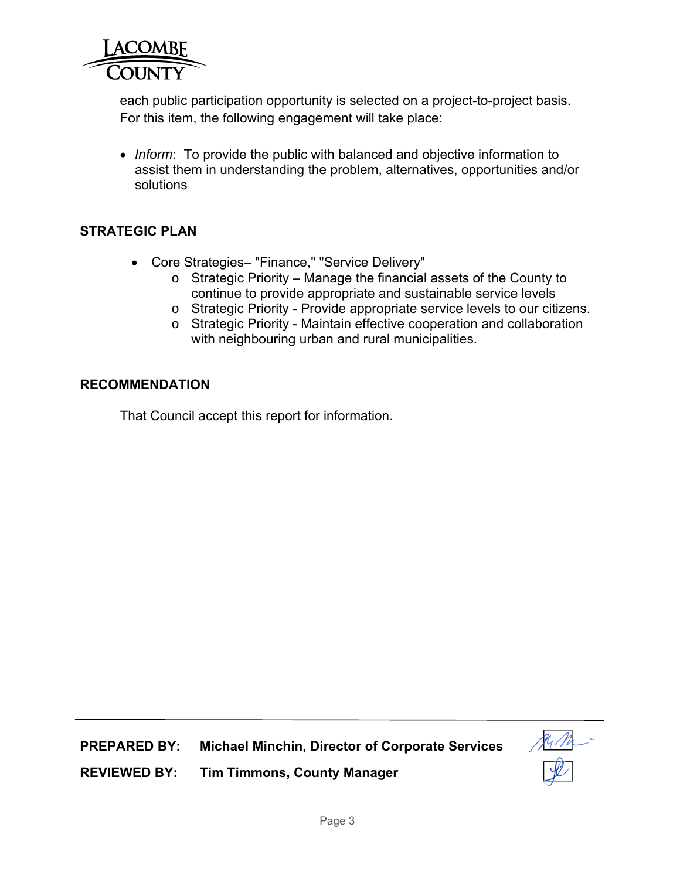each public participation opportunity is selected on a project-to-project basis. For this item, the following engagement will take place:

- *Inform*: To provide the public with balanced and objective information to assist them in understanding the problem, alternatives, opportunities and/or solutions

## STRATEGIC PLAN

- Core Strategies– "Finance," "Service Delivery"
  - Strategic Priority – Manage the financial assets of the County to continue to provide appropriate and sustainable service levels
  - Strategic Priority - Provide appropriate service levels to our citizens.
  - Strategic Priority - Maintain effective cooperation and collaboration with neighbouring urban and rural municipalities.

## RECOMMENDATION

That Council accept this report for information.

---

**PREPARED BY:** **Michael Minchin, Director of Corporate Services**

**REVIEWED BY:** **Tim Timmons, County Manager**